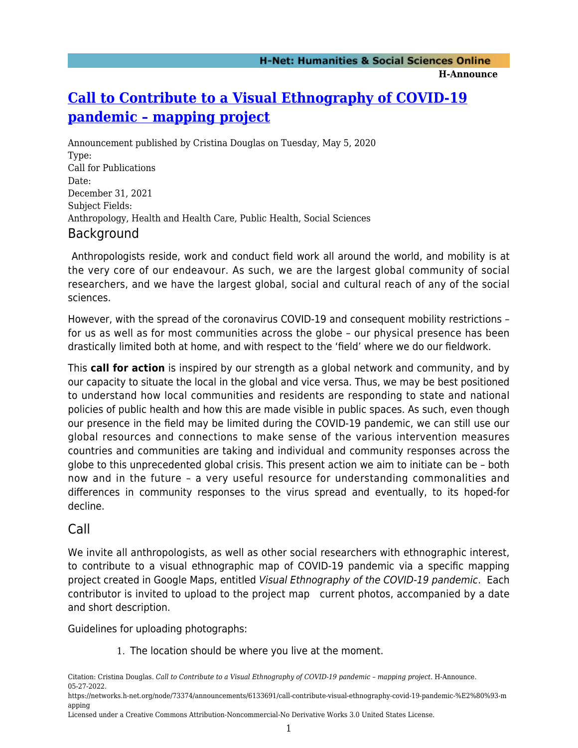# Call to Contribute to a Visual Ethnography of COVID-19 pandemic – mapping project

Announcement published by Cristina Douglas on Tuesday, May 5, 2020

Type:
Call for Publications

Date:
December 31, 2021

Subject Fields:
Anthropology, Health and Health Care, Public Health, Social Sciences

## Background

Anthropologists reside, work and conduct field work all around the world, and mobility is at the very core of our endeavour. As such, we are the largest global community of social researchers, and we have the largest global, social and cultural reach of any of the social sciences.

However, with the spread of the coronavirus COVID-19 and consequent mobility restrictions – for us as well as for most communities across the globe – our physical presence has been drastically limited both at home, and with respect to the 'field' where we do our fieldwork.

This **call for action** is inspired by our strength as a global network and community, and by our capacity to situate the local in the global and vice versa. Thus, we may be best positioned to understand how local communities and residents are responding to state and national policies of public health and how this are made visible in public spaces. As such, even though our presence in the field may be limited during the COVID-19 pandemic, we can still use our global resources and connections to make sense of the various intervention measures countries and communities are taking and individual and community responses across the globe to this unprecedented global crisis. This present action we aim to initiate can be – both now and in the future – a very useful resource for understanding commonalities and differences in community responses to the virus spread and eventually, to its hoped-for decline.

## Call

We invite all anthropologists, as well as other social researchers with ethnographic interest, to contribute to a visual ethnographic map of COVID-19 pandemic via a specific mapping project created in Google Maps, entitled *Visual Ethnography of the COVID-19 pandemic*. Each contributor is invited to upload to the project map current photos, accompanied by a date and short description.

Guidelines for uploading photographs:

1. The location should be where you live at the moment.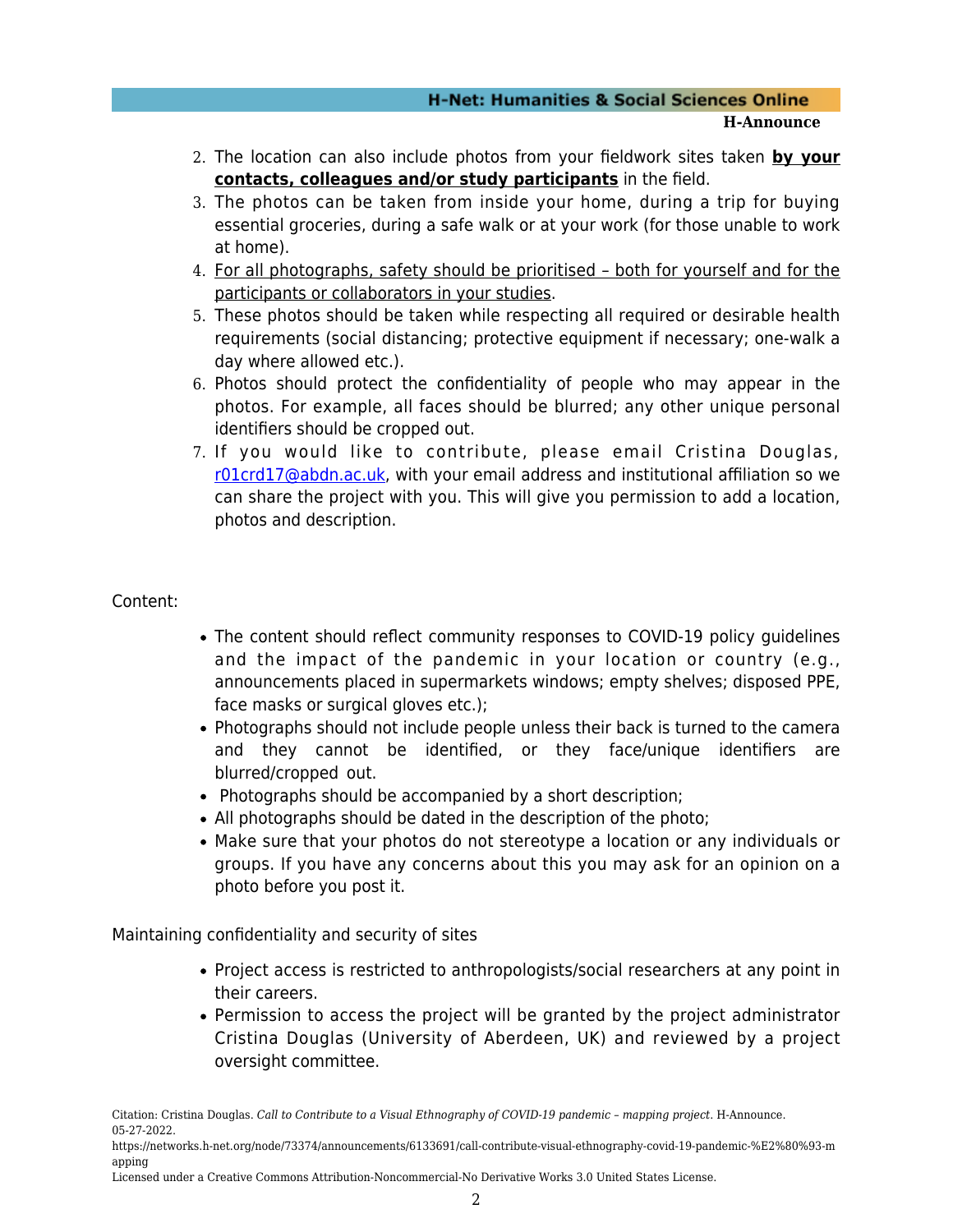2. The location can also include photos from your fieldwork sites taken **by your contacts, colleagues and/or study participants** in the field.
3. The photos can be taken from inside your home, during a trip for buying essential groceries, during a safe walk or at your work (for those unable to work at home).
4. For all photographs, safety should be prioritised – both for yourself and for the participants or collaborators in your studies.
5. These photos should be taken while respecting all required or desirable health requirements (social distancing; protective equipment if necessary; one-walk a day where allowed etc.).
6. Photos should protect the confidentiality of people who may appear in the photos. For example, all faces should be blurred; any other unique personal identifiers should be cropped out.
7. If you would like to contribute, please email Cristina Douglas, r01crd17@abdn.ac.uk, with your email address and institutional affiliation so we can share the project with you. This will give you permission to add a location, photos and description.

Content:

- The content should reflect community responses to COVID-19 policy guidelines and the impact of the pandemic in your location or country (e.g., announcements placed in supermarkets windows; empty shelves; disposed PPE, face masks or surgical gloves etc.);
- Photographs should not include people unless their back is turned to the camera and they cannot be identified, or they face/unique identifiers are blurred/cropped out.
- Photographs should be accompanied by a short description;
- All photographs should be dated in the description of the photo;
- Make sure that your photos do not stereotype a location or any individuals or groups. If you have any concerns about this you may ask for an opinion on a photo before you post it.

Maintaining confidentiality and security of sites

- Project access is restricted to anthropologists/social researchers at any point in their careers.
- Permission to access the project will be granted by the project administrator Cristina Douglas (University of Aberdeen, UK) and reviewed by a project oversight committee.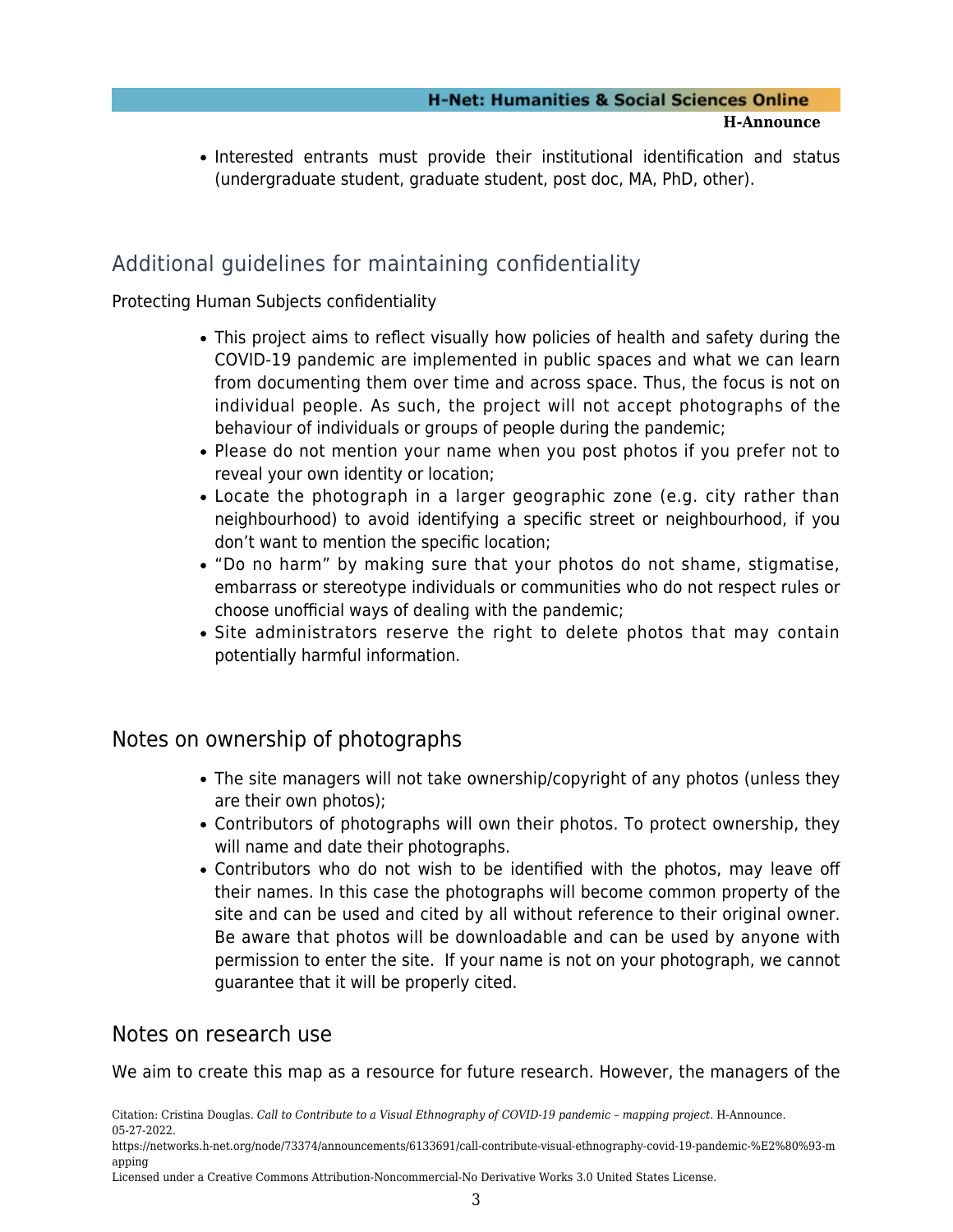- Interested entrants must provide their institutional identification and status (undergraduate student, graduate student, post doc, MA, PhD, other).

## Additional guidelines for maintaining confidentiality

Protecting Human Subjects confidentiality

- This project aims to reflect visually how policies of health and safety during the COVID-19 pandemic are implemented in public spaces and what we can learn from documenting them over time and across space. Thus, the focus is not on individual people. As such, the project will not accept photographs of the behaviour of individuals or groups of people during the pandemic;
- Please do not mention your name when you post photos if you prefer not to reveal your own identity or location;
- Locate the photograph in a larger geographic zone (e.g. city rather than neighbourhood) to avoid identifying a specific street or neighbourhood, if you don't want to mention the specific location;
- "Do no harm" by making sure that your photos do not shame, stigmatise, embarrass or stereotype individuals or communities who do not respect rules or choose unofficial ways of dealing with the pandemic;
- Site administrators reserve the right to delete photos that may contain potentially harmful information.

## Notes on ownership of photographs

- The site managers will not take ownership/copyright of any photos (unless they are their own photos);
- Contributors of photographs will own their photos. To protect ownership, they will name and date their photographs.
- Contributors who do not wish to be identified with the photos, may leave off their names. In this case the photographs will become common property of the site and can be used and cited by all without reference to their original owner. Be aware that photos will be downloadable and can be used by anyone with permission to enter the site. If your name is not on your photograph, we cannot guarantee that it will be properly cited.

## Notes on research use

We aim to create this map as a resource for future research. However, the managers of the

Citation: Cristina Douglas. *Call to Contribute to a Visual Ethnography of COVID-19 pandemic – mapping project*. H-Announce. 05-27-2022.
https://networks.h-net.org/node/73374/announcements/6133691/call-contribute-visual-ethnography-covid-19-pandemic-%E2%80%93-mapping
Licensed under a Creative Commons Attribution-Noncommercial-No Derivative Works 3.0 United States License.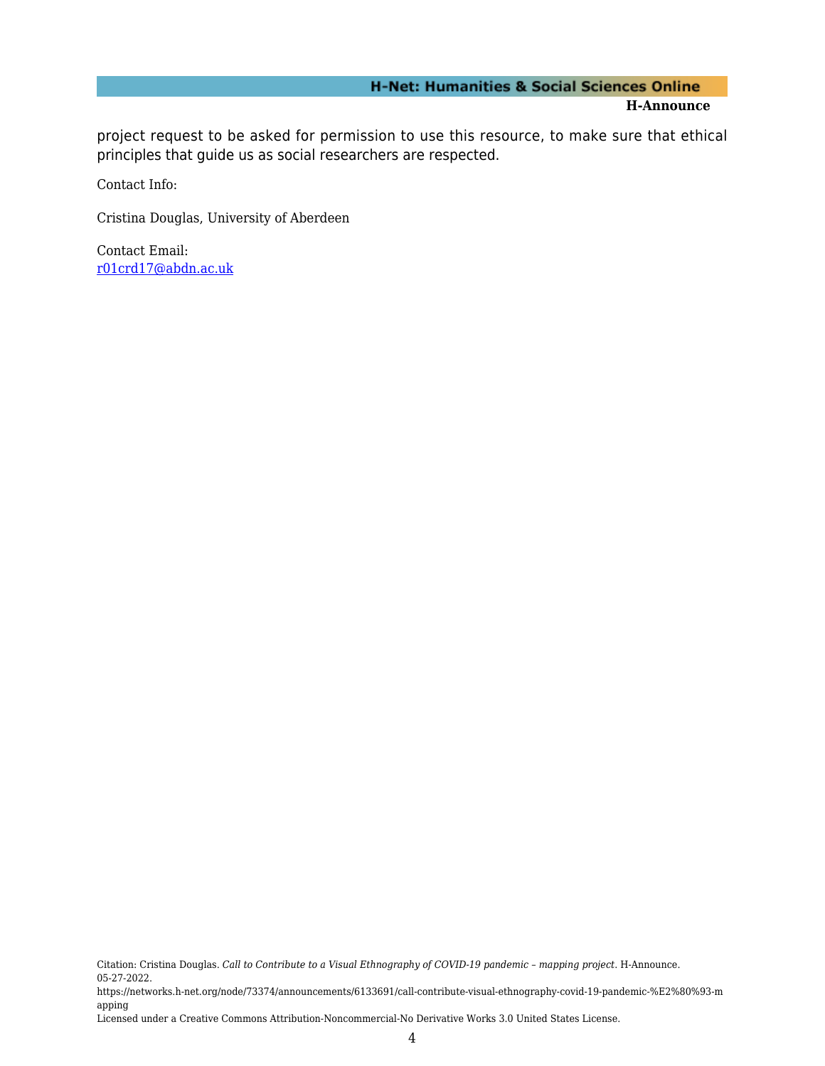project request to be asked for permission to use this resource, to make sure that ethical principles that guide us as social researchers are respected.

Contact Info:

Cristina Douglas, University of Aberdeen

Contact Email:
r01crd17@abdn.ac.uk

Citation: Cristina Douglas. *Call to Contribute to a Visual Ethnography of COVID-19 pandemic – mapping project*. H-Announce. 05-27-2022.
https://networks.h-net.org/node/73374/announcements/6133691/call-contribute-visual-ethnography-covid-19-pandemic-%E2%80%93-mapping
Licensed under a Creative Commons Attribution-Noncommercial-No Derivative Works 3.0 United States License.